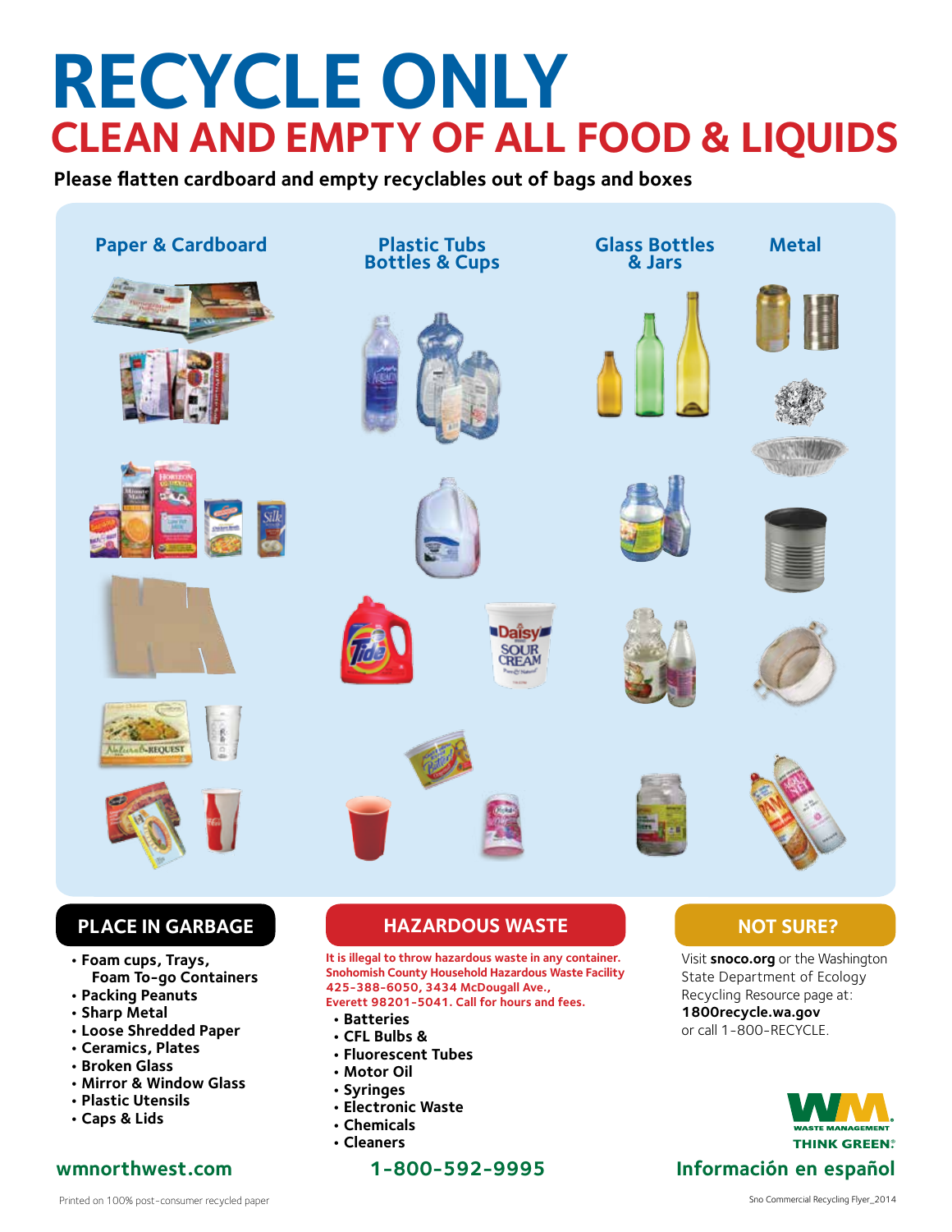# RECYCLE ONLY

## CLEAN AND EMPTY OF ALL FOOD & LIQUIDS

**Please flatten cardboard and empty recyclables out of bags and boxes**

### Paper & Cardboard

### Plastic Tubs Bottles & Cups

### Glass Bottles & Jars

### Metal

## PLACE IN GARBAGE

- Foam cups, Trays, Foam To-go Containers
- Packing Peanuts
- Sharp Metal
- Loose Shredded Paper
- Ceramics, Plates
- Broken Glass
- Mirror & Window Glass
- Plastic Utensils
- Caps & Lids

## HAZARDOUS WASTE

**It is illegal to throw hazardous waste in any container. Snohomish County Household Hazardous Waste Facility 425-388-6050, 3434 McDougall Ave., Everett 98201-5041. Call for hours and fees.**

- Batteries
- CFL Bulbs &
- Fluorescent Tubes
- Motor Oil
- Syringes
- Electronic Waste
- Chemicals
- Cleaners

## NOT SURE?

Visit **snoco.org** or the Washington State Department of Ecology Recycling Resource page at: **1800recycle.wa.gov** or call 1-800-RECYCLE.

WASTE MANAGEMENT THINK GREEN.®

**wmnorthwest.com** **1-800-592-9995** **Información en español**

Printed on 100% post-consumer recycled paper

Sno Commercial Recycling Flyer_2014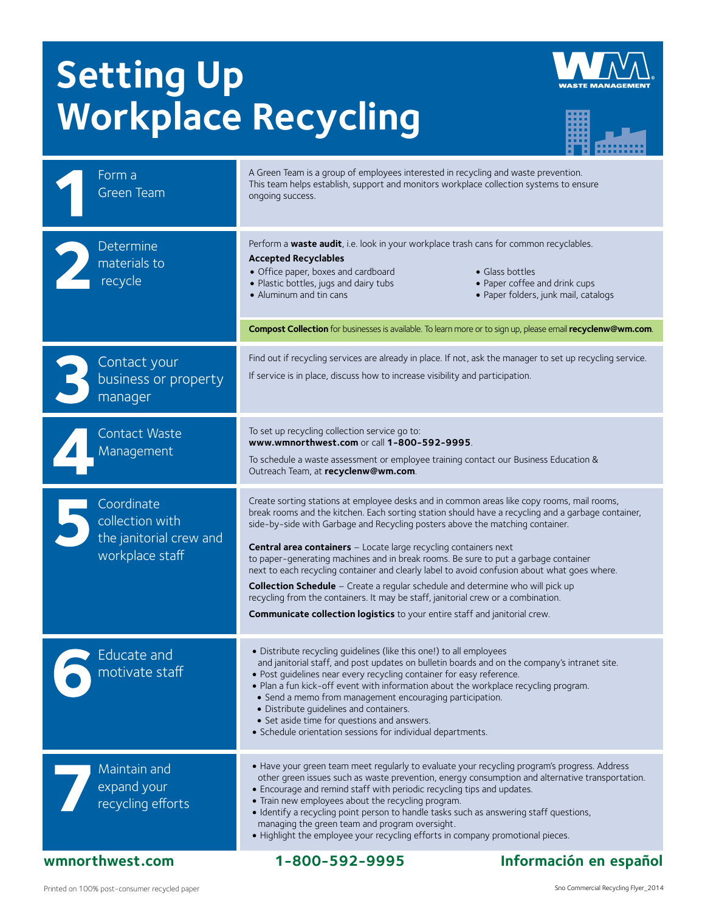# Setting Up Workplace Recycling

WASTE MANAGEMENT

## 1 Form a Green Team

A Green Team is a group of employees interested in recycling and waste prevention. This team helps establish, support and monitors workplace collection systems to ensure ongoing success.

## 2 Determine materials to recycle

Perform a **waste audit**, i.e. look in your workplace trash cans for common recyclables.

**Accepted Recyclables**

- Office paper, boxes and cardboard
- Plastic bottles, jugs and dairy tubs
- Aluminum and tin cans
- Glass bottles
- Paper coffee and drink cups
- Paper folders, junk mail, catalogs

**Compost Collection** for businesses is available. To learn more or to sign up, please email **recyclenw@wm.com**.

## 3 Contact your business or property manager

Find out if recycling services are already in place. If not, ask the manager to set up recycling service.

If service is in place, discuss how to increase visibility and participation.

## 4 Contact Waste Management

To set up recycling collection service go to: **www.wmnorthwest.com** or call **1-800-592-9995**.

To schedule a waste assessment or employee training contact our Business Education & Outreach Team, at **recyclenw@wm.com**.

## 5 Coordinate collection with the janitorial crew and workplace staff

Create sorting stations at employee desks and in common areas like copy rooms, mail rooms, break rooms and the kitchen. Each sorting station should have a recycling and a garbage container, side-by-side with Garbage and Recycling posters above the matching container.

**Central area containers** – Locate large recycling containers next to paper-generating machines and in break rooms. Be sure to put a garbage container next to each recycling container and clearly label to avoid confusion about what goes where.

**Collection Schedule** – Create a regular schedule and determine who will pick up recycling from the containers. It may be staff, janitorial crew or a combination.

**Communicate collection logistics** to your entire staff and janitorial crew.

## 6 Educate and motivate staff

- Distribute recycling guidelines (like this one!) to all employees and janitorial staff, and post updates on bulletin boards and on the company's intranet site.
- Post guidelines near every recycling container for easy reference.
- Plan a fun kick-off event with information about the workplace recycling program.
  - Send a memo from management encouraging participation.
  - Distribute guidelines and containers.
  - Set aside time for questions and answers.
- Schedule orientation sessions for individual departments.

## 7 Maintain and expand your recycling efforts

- Have your green team meet regularly to evaluate your recycling program's progress. Address other green issues such as waste prevention, energy consumption and alternative transportation.
- Encourage and remind staff with periodic recycling tips and updates.
- Train new employees about the recycling program.
- Identify a recycling point person to handle tasks such as answering staff questions, managing the green team and program oversight.
- Highlight the employee your recycling efforts in company promotional pieces.

**wmnorthwest.com** **1-800-592-9995** **Información en español**

Printed on 100% post-consumer recycled paper

Sno Commercial Recycling Flyer_2014